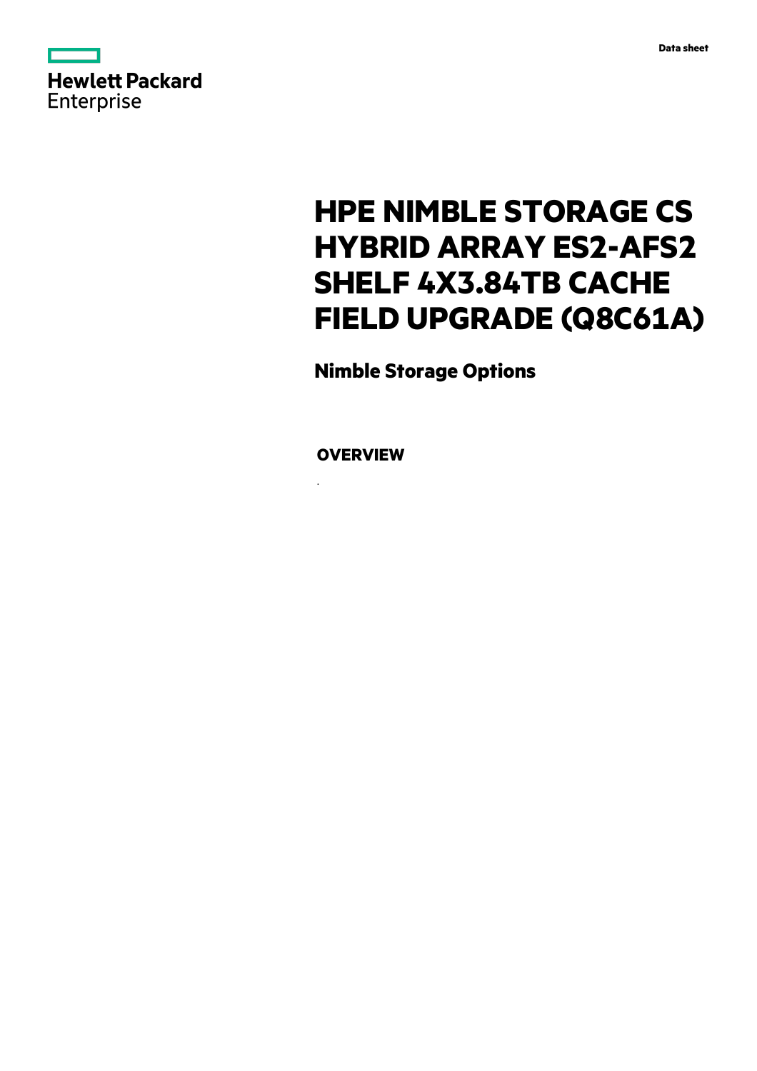# HPE NIMBLE STORAGE CS HYBRID ARRAY ES2-AFS2 SHELF 4X3.84TB CACHE FIELD UPGRADE (Q8C61A)

## Nimble Storage Options

### OVERVIEW

.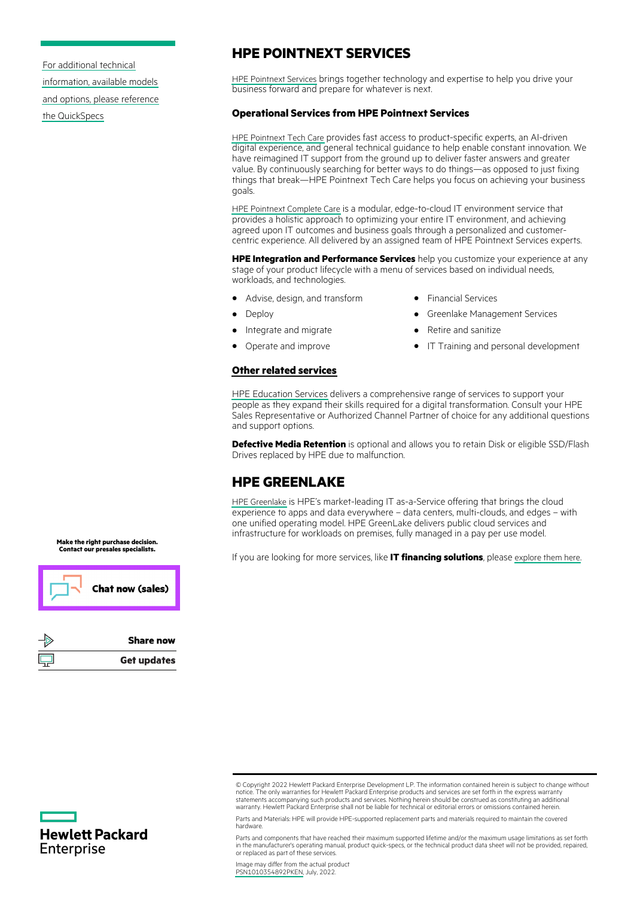For additional technical information, available models and options, please reference the QuickSpecs

# HPE POINTNEXT SERVICES

HPE Pointnext Services brings together technology and expertise to help you drive your business forward and prepare for whatever is next.

### Operational Services from HPE Pointnext Services

HPE Pointnext Tech Care provides fast access to product-specific experts, an AI-driven digital experience, and general technical guidance to help enable constant innovation. We have reimagined IT support from the ground up to deliver faster answers and greater value. By continuously searching for better ways to do things—as opposed to just fixing things that break—HPE Pointnext Tech Care helps you focus on achieving your business goals.

HPE Pointnext Complete Care is a modular, edge-to-cloud IT environment service that provides a holistic approach to optimizing your entire IT environment, and achieving agreed upon IT outcomes and business goals through a personalized and customer-centric experience. All delivered by an assigned team of HPE Pointnext Services experts.

**HPE Integration and Performance Services** help you customize your experience at any stage of your product lifecycle with a menu of services based on individual needs, workloads, and technologies.

- Advise, design, and transform
- Deploy
- Integrate and migrate
- Operate and improve
- Financial Services
- Greenlake Management Services
- Retire and sanitize
- IT Training and personal development

### Other related services

HPE Education Services delivers a comprehensive range of services to support your people as they expand their skills required for a digital transformation. Consult your HPE Sales Representative or Authorized Channel Partner of choice for any additional questions and support options.

**Defective Media Retention** is optional and allows you to retain Disk or eligible SSD/Flash Drives replaced by HPE due to malfunction.

# HPE GREENLAKE

HPE Greenlake is HPE's market-leading IT as-a-Service offering that brings the cloud experience to apps and data everywhere – data centers, multi-clouds, and edges – with one unified operating model. HPE GreenLake delivers public cloud services and infrastructure for workloads on premises, fully managed in a pay per use model.

If you are looking for more services, like **IT financing solutions**, please explore them here.

**Make the right purchase decision. Contact our presales specialists.**

**Chat now (sales)**

**Share now**

**Get updates**

© Copyright 2022 Hewlett Packard Enterprise Development LP. The information contained herein is subject to change without notice. The only warranties for Hewlett Packard Enterprise products and services are set forth in the express warranty statements accompanying such products and services. Nothing herein should be construed as constituting an additional warranty. Hewlett Packard Enterprise shall not be liable for technical or editorial errors or omissions contained herein.

Parts and Materials: HPE will provide HPE-supported replacement parts and materials required to maintain the covered hardware.

Parts and components that have reached their maximum supported lifetime and/or the maximum usage limitations as set forth in the manufacturer's operating manual, product quick-specs, or the technical product data sheet will not be provided, repaired, or replaced as part of these services.

Image may differ from the actual product

PSN1010354892PKEN, July, 2022.

Hewlett Packard Enterprise